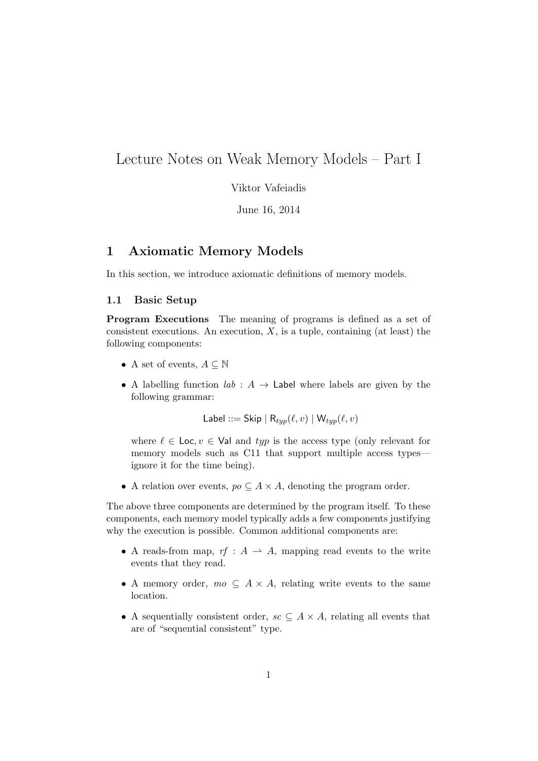# Lecture Notes on Weak Memory Models – Part I

Viktor Vafeiadis

June 16, 2014

## 1 Axiomatic Memory Models

In this section, we introduce axiomatic definitions of memory models.

### 1.1 Basic Setup

**Program Executions** The meaning of programs is defined as a set of consistent executions. An execution, $X$, is a tuple, containing (at least) the following components:

- A set of events, $A \subseteq \mathbb{N}$
- A labelling function $lab : A \to \mathsf{Label}$ where labels are given by the following grammar:

$$\mathsf{Label} ::= \mathsf{Skip} \mid \mathsf{R}_{typ}(\ell, v) \mid \mathsf{W}_{typ}(\ell, v)$$

  where $\ell \in \mathsf{Loc}, v \in \mathsf{Val}$ and $typ$ is the access type (only relevant for memory models such as C11 that support multiple access types—ignore it for the time being).

- A relation over events, $po \subseteq A \times A$, denoting the program order.

The above three components are determined by the program itself. To these components, each memory model typically adds a few components justifying why the execution is possible. Common additional components are:

- A reads-from map, $rf : A \rightharpoonup A$, mapping read events to the write events that they read.
- A memory order, $mo \subseteq A \times A$, relating write events to the same location.
- A sequentially consistent order, $sc \subseteq A \times A$, relating all events that are of "sequential consistent" type.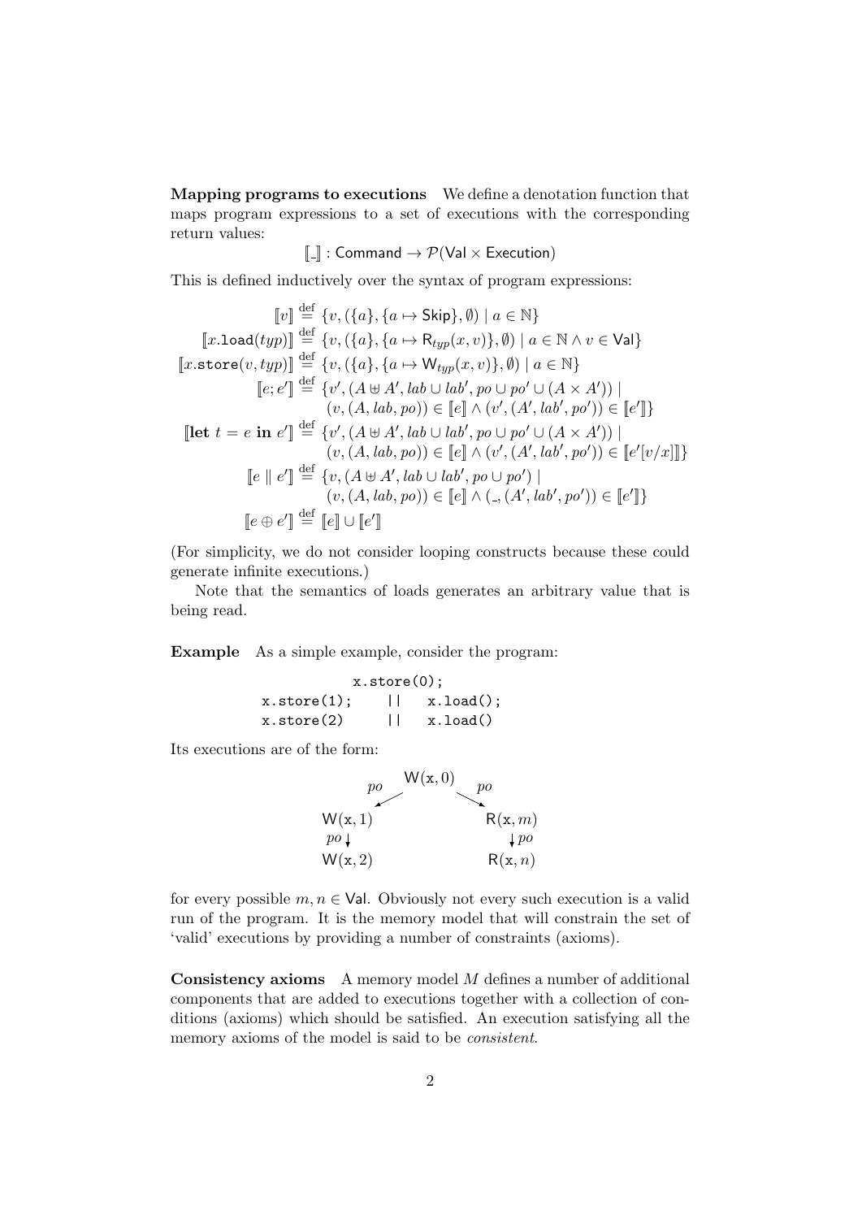**Mapping programs to executions** We define a denotation function that maps program expressions to a set of executions with the corresponding return values:

$$[\![\_]\!] : \mathsf{Command} \to \mathcal{P}(\mathsf{Val} \times \mathsf{Execution})$$

This is defined inductively over the syntax of program expressions:

$$
\begin{aligned}
[\![v]\!] &\stackrel{\text{def}}{=} \{v, (\{a\}, \{a \mapsto \mathsf{Skip}\}, \emptyset) \mid a \in \mathbb{N}\} \\
[\![x.\mathtt{load}(typ)]\!] &\stackrel{\text{def}}{=} \{v, (\{a\}, \{a \mapsto \mathsf{R}_{typ}(x, v)\}, \emptyset) \mid a \in \mathbb{N} \wedge v \in \mathsf{Val}\} \\
[\![x.\mathtt{store}(v, typ)]\!] &\stackrel{\text{def}}{=} \{v, (\{a\}, \{a \mapsto \mathsf{W}_{typ}(x, v)\}, \emptyset) \mid a \in \mathbb{N}\} \\
[\![e; e']\!] &\stackrel{\text{def}}{=} \{v', (A \uplus A', lab \cup lab', po \cup po' \cup (A \times A')) \mid \\
&\qquad (v, (A, lab, po)) \in [\![e]\!] \wedge (v', (A', lab', po')) \in [\![e']\!]\} \\
[\![\mathbf{let}\ t = e\ \mathbf{in}\ e']\!] &\stackrel{\text{def}}{=} \{v', (A \uplus A', lab \cup lab', po \cup po' \cup (A \times A')) \mid \\
&\qquad (v, (A, lab, po)) \in [\![e]\!] \wedge (v', (A', lab', po')) \in [\![e'[v/x]]\!]\} \\
[\![e \parallel e']\!] &\stackrel{\text{def}}{=} \{v, (A \uplus A', lab \cup lab', po \cup po') \mid \\
&\qquad (v, (A, lab, po)) \in [\![e]\!] \wedge (\_, (A', lab', po')) \in [\![e']\!]\} \\
[\![e \oplus e']\!] &\stackrel{\text{def}}{=} [\![e]\!] \cup [\![e']\!]
\end{aligned}
$$

(For simplicity, we do not consider looping constructs because these could generate infinite executions.)

Note that the semantics of loads generates an arbitrary value that is being read.

**Example** As a simple example, consider the program:

```
                x.store(0);
x.store(1);    ||    x.load();
x.store(2)     ||    x.load()
```

Its executions are of the form:

$$
\begin{array}{ccc}
 & \mathsf{W}(\mathtt{x}, 0) & \\
\swarrow^{po} & & \searrow^{po} \\
\mathsf{W}(\mathtt{x}, 1) & & \mathsf{R}(\mathtt{x}, m) \\
\downarrow po & & \downarrow po \\
\mathsf{W}(\mathtt{x}, 2) & & \mathsf{R}(\mathtt{x}, n)
\end{array}
$$

for every possible $m, n \in \mathsf{Val}$. Obviously not every such execution is a valid run of the program. It is the memory model that will constrain the set of 'valid' executions by providing a number of constraints (axioms).

**Consistency axioms** A memory model $M$ defines a number of additional components that are added to executions together with a collection of conditions (axioms) which should be satisfied. An execution satisfying all the memory axioms of the model is said to be *consistent*.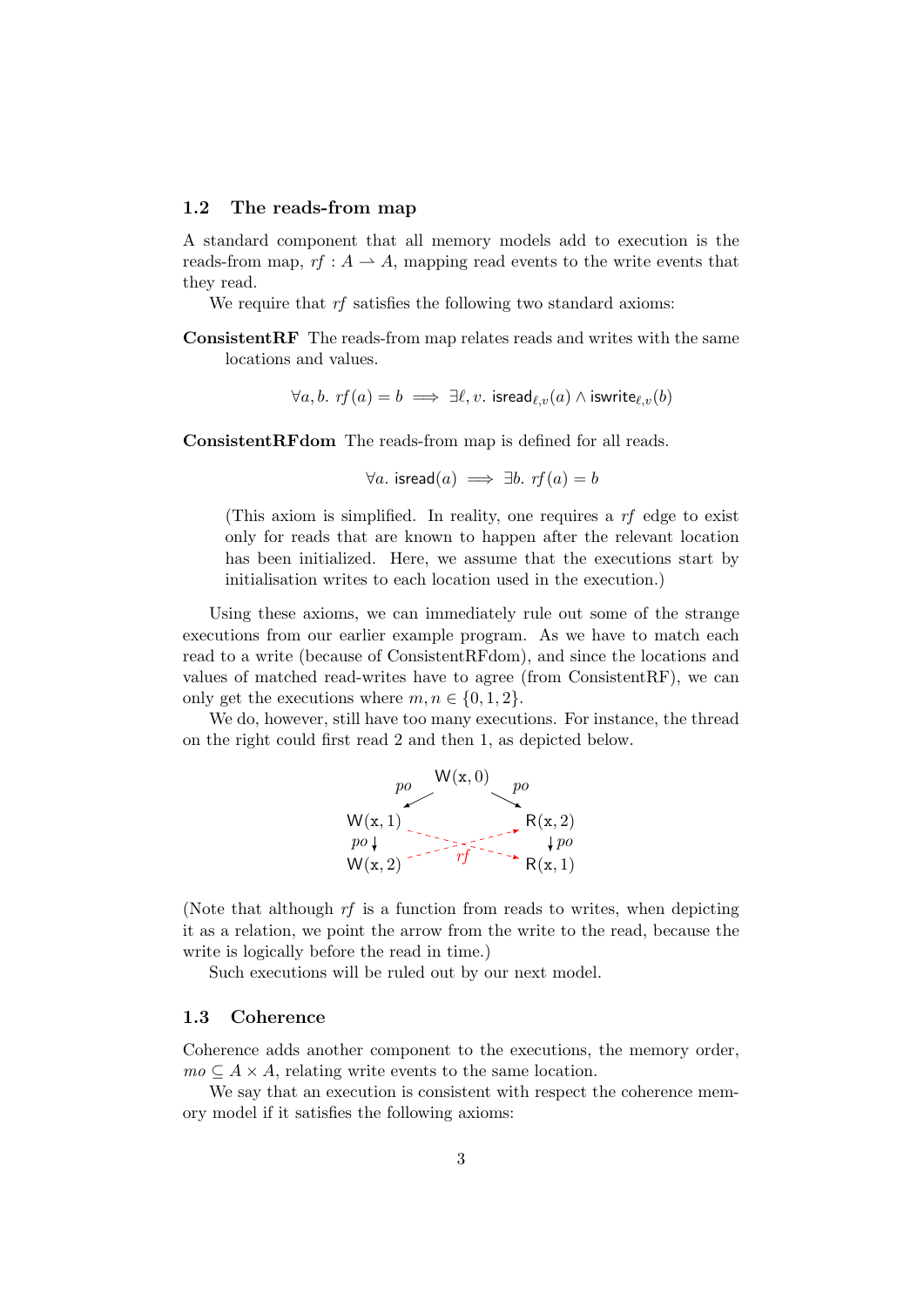### 1.2 The reads-from map

A standard component that all memory models add to execution is the reads-from map, $rf : A \rightharpoonup A$, mapping read events to the write events that they read.

We require that $rf$ satisfies the following two standard axioms:

**ConsistentRF** The reads-from map relates reads and writes with the same locations and values.

$$\forall a, b.\ rf(a) = b \implies \exists \ell, v.\ \mathsf{isread}_{\ell,v}(a) \wedge \mathsf{iswrite}_{\ell,v}(b)$$

**ConsistentRFdom** The reads-from map is defined for all reads.

$$\forall a.\ \mathsf{isread}(a) \implies \exists b.\ rf(a) = b$$

(This axiom is simplified. In reality, one requires a $rf$ edge to exist only for reads that are known to happen after the relevant location has been initialized. Here, we assume that the executions start by initialisation writes to each location used in the execution.)

Using these axioms, we can immediately rule out some of the strange executions from our earlier example program. As we have to match each read to a write (because of ConsistentRFdom), and since the locations and values of matched read-writes have to agree (from ConsistentRF), we can only get the executions where $m, n \in \{0, 1, 2\}$.

We do, however, still have too many executions. For instance, the thread on the right could first read 2 and then 1, as depicted below.

$$
\begin{array}{ccc}
 & \mathsf{W}(\mathtt{x},0) & \\
\swarrow^{po} & & \searrow^{po} \\
\mathsf{W}(\mathtt{x},1) & \overset{rf}{\dashrightarrow} & \mathsf{R}(\mathtt{x},1) \\
\downarrow po & & \downarrow po \\
\mathsf{W}(\mathtt{x},2) & \overset{rf}{\dashrightarrow} & \mathsf{R}(\mathtt{x},2)
\end{array}
$$

(Note that although $rf$ is a function from reads to writes, when depicting it as a relation, we point the arrow from the write to the read, because the write is logically before the read in time.)

Such executions will be ruled out by our next model.

### 1.3 Coherence

Coherence adds another component to the executions, the memory order, $mo \subseteq A \times A$, relating write events to the same location.

We say that an execution is consistent with respect the coherence memory model if it satisfies the following axioms: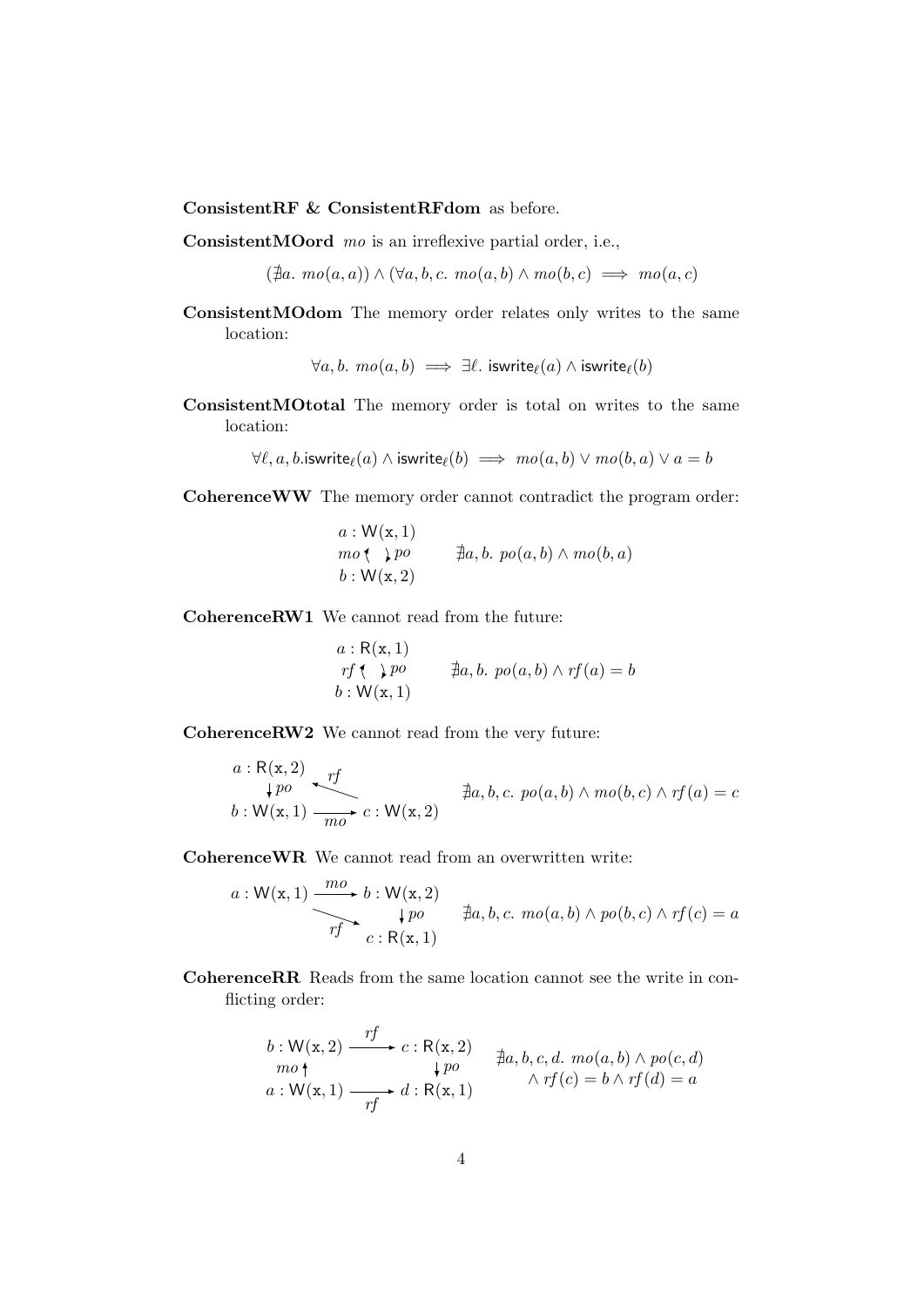**ConsistentRF & ConsistentRFdom** as before.

**ConsistentMOord** *mo* is an irreflexive partial order, i.e.,

$$(\nexists a.\ mo(a,a)) \wedge (\forall a,b,c.\ mo(a,b) \wedge mo(b,c) \implies mo(a,c)$$

**ConsistentMOdom** The memory order relates only writes to the same location:

$$\forall a,b.\ mo(a,b) \implies \exists \ell.\ \mathsf{iswrite}_\ell(a) \wedge \mathsf{iswrite}_\ell(b)$$

**ConsistentMOtotal** The memory order is total on writes to the same location:

$$\forall \ell, a, b. \mathsf{iswrite}_\ell(a) \wedge \mathsf{iswrite}_\ell(b) \implies mo(a,b) \vee mo(b,a) \vee a = b$$

**CoherenceWW** The memory order cannot contradict the program order:

$a : \mathsf{W}(\mathtt{x}, 1)$, $b : \mathsf{W}(\mathtt{x}, 2)$, with $po$ from $a$ to $b$ and $mo$ from $b$ to $a$.

$$\nexists a,b.\ po(a,b) \wedge mo(b,a)$$

**CoherenceRW1** We cannot read from the future:

$a : \mathsf{R}(\mathtt{x}, 1)$, $b : \mathsf{W}(\mathtt{x}, 1)$, with $po$ from $a$ to $b$ and $rf$ from $b$ to $a$.

$$\nexists a,b.\ po(a,b) \wedge rf(a) = b$$

**CoherenceRW2** We cannot read from the very future:

$a : \mathsf{R}(\mathtt{x}, 2)$, $b : \mathsf{W}(\mathtt{x}, 1)$, $c : \mathsf{W}(\mathtt{x}, 2)$, with $po$ from $a$ to $b$, $mo$ from $b$ to $c$, and $rf$ from $c$ to $a$.

$$\nexists a,b,c.\ po(a,b) \wedge mo(b,c) \wedge rf(a) = c$$

**CoherenceWR** We cannot read from an overwritten write:

$a : \mathsf{W}(\mathtt{x}, 1)$, $b : \mathsf{W}(\mathtt{x}, 2)$, $c : \mathsf{R}(\mathtt{x}, 1)$, with $mo$ from $a$ to $b$, $po$ from $b$ to $c$, and $rf$ from $a$ to $c$.

$$\nexists a,b,c.\ mo(a,b) \wedge po(b,c) \wedge rf(c) = a$$

**CoherenceRR** Reads from the same location cannot see the write in conflicting order:

$b : \mathsf{W}(\mathtt{x}, 2)$, $a : \mathsf{W}(\mathtt{x}, 1)$, $c : \mathsf{R}(\mathtt{x}, 2)$, $d : \mathsf{R}(\mathtt{x}, 1)$, with $mo$ from $a$ to $b$, $rf$ from $b$ to $c$, $po$ from $c$ to $d$, and $rf$ from $a$ to $d$.

$$\nexists a,b,c,d.\ mo(a,b) \wedge po(c,d) \wedge rf(c) = b \wedge rf(d) = a$$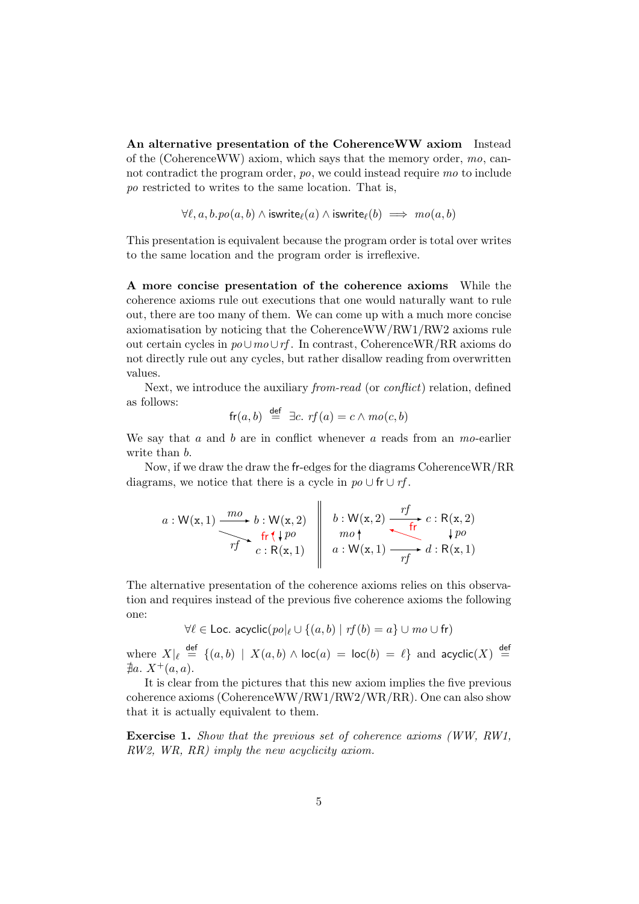**An alternative presentation of the CoherenceWW axiom** Instead of the (CoherenceWW) axiom, which says that the memory order, $mo$, cannot contradict the program order, $po$, we could instead require $mo$ to include $po$ restricted to writes to the same location. That is,

$$\forall \ell, a, b. po(a, b) \wedge \mathsf{iswrite}_\ell(a) \wedge \mathsf{iswrite}_\ell(b) \implies mo(a, b)$$

This presentation is equivalent because the program order is total over writes to the same location and the program order is irreflexive.

**A more concise presentation of the coherence axioms** While the coherence axioms rule out executions that one would naturally want to rule out, there are too many of them. We can come up with a much more concise axiomatisation by noticing that the CoherenceWW/RW1/RW2 axioms rule out certain cycles in $po \cup mo \cup rf$. In contrast, CoherenceWR/RR axioms do not directly rule out any cycles, but rather disallow reading from overwritten values.

Next, we introduce the auxiliary *from-read* (or *conflict*) relation, defined as follows:

$$\mathsf{fr}(a, b) \stackrel{\mathsf{def}}{=} \exists c.\ rf(a) = c \wedge mo(c, b)$$

We say that $a$ and $b$ are in conflict whenever $a$ reads from an $mo$-earlier write than $b$.

Now, if we draw the draw the $\mathsf{fr}$-edges for the diagrams CoherenceWR/RR diagrams, we notice that there is a cycle in $po \cup \mathsf{fr} \cup rf$.

$a : \mathsf{W}(\mathtt{x}, 1) \xrightarrow{mo} b : \mathsf{W}(\mathtt{x}, 2)$; $a \xrightarrow{rf} c : \mathsf{R}(\mathtt{x}, 1)$; $b \xrightarrow{po} c$; $c \xrightarrow{\mathsf{fr}} b$

$a : \mathsf{W}(\mathtt{x}, 1) \xrightarrow{mo} b : \mathsf{W}(\mathtt{x}, 2)$; $b \xrightarrow{rf} c : \mathsf{R}(\mathtt{x}, 2)$; $a \xrightarrow{rf} d : \mathsf{R}(\mathtt{x}, 1)$; $c \xrightarrow{po} d$; $d \xrightarrow{\mathsf{fr}} b$

The alternative presentation of the coherence axioms relies on this observation and requires instead of the previous five coherence axioms the following one:

$$\forall \ell \in \mathsf{Loc}.\ \mathsf{acyclic}(po|_\ell \cup \{(a, b) \mid rf(b) = a\} \cup mo \cup \mathsf{fr})$$

where $X|_\ell \stackrel{\mathsf{def}}{=} \{(a, b) \mid X(a, b) \wedge \mathsf{loc}(a) = \mathsf{loc}(b) = \ell\}$ and $\mathsf{acyclic}(X) \stackrel{\mathsf{def}}{=} \nexists a.\ X^+(a, a)$.

It is clear from the pictures that this new axiom implies the five previous coherence axioms (CoherenceWW/RW1/RW2/WR/RR). One can also show that it is actually equivalent to them.

**Exercise 1.** *Show that the previous set of coherence axioms (WW, RW1, RW2, WR, RR) imply the new acyclicity axiom.*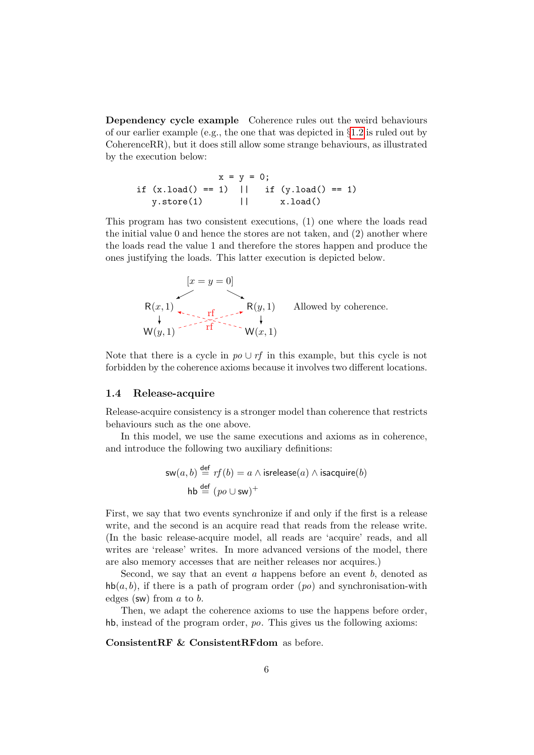**Dependency cycle example** Coherence rules out the weird behaviours of our earlier example (e.g., the one that was depicted in §1.2 is ruled out by CoherenceRR), but it does still allow some strange behaviours, as illustrated by the execution below:

```
                    x = y = 0;
if (x.load() == 1)  ||   if (y.load() == 1)
   y.store(1)       ||      x.load()
```

This program has two consistent executions, (1) one where the loads read the initial value 0 and hence the stores are not taken, and (2) another where the loads read the value 1 and therefore the stores happen and produce the ones justifying the loads. This latter execution is depicted below.

$$[x = y = 0]$$

$\mathsf{R}(x,1) \rightarrow \mathsf{W}(y,1)$, $\mathsf{R}(y,1) \rightarrow \mathsf{W}(x,1)$, with rf edges $\mathsf{W}(y,1) \xrightarrow{rf} \mathsf{R}(y,1)$ and $\mathsf{W}(x,1) \xrightarrow{rf} \mathsf{R}(x,1)$. Allowed by coherence.

Note that there is a cycle in $po \cup rf$ in this example, but this cycle is not forbidden by the coherence axioms because it involves two different locations.

### 1.4 Release-acquire

Release-acquire consistency is a stronger model than coherence that restricts behaviours such as the one above.

In this model, we use the same executions and axioms as in coherence, and introduce the following two auxiliary definitions:

$$\mathsf{sw}(a,b) \stackrel{\text{def}}{=} rf(b) = a \wedge \mathsf{isrelease}(a) \wedge \mathsf{isacquire}(b)$$

$$\mathsf{hb} \stackrel{\text{def}}{=} (po \cup \mathsf{sw})^+$$

First, we say that two events synchronize if and only if the first is a release write, and the second is an acquire read that reads from the release write. (In the basic release-acquire model, all reads are 'acquire' reads, and all writes are 'release' writes. In more advanced versions of the model, there are also memory accesses that are neither releases nor acquires.)

Second, we say that an event $a$ happens before an event $b$, denoted as $\mathsf{hb}(a,b)$, if there is a path of program order ($po$) and synchronisation-with edges ($\mathsf{sw}$) from $a$ to $b$.

Then, we adapt the coherence axioms to use the happens before order, $\mathsf{hb}$, instead of the program order, $po$. This gives us the following axioms:

**ConsistentRF & ConsistentRFdom** as before.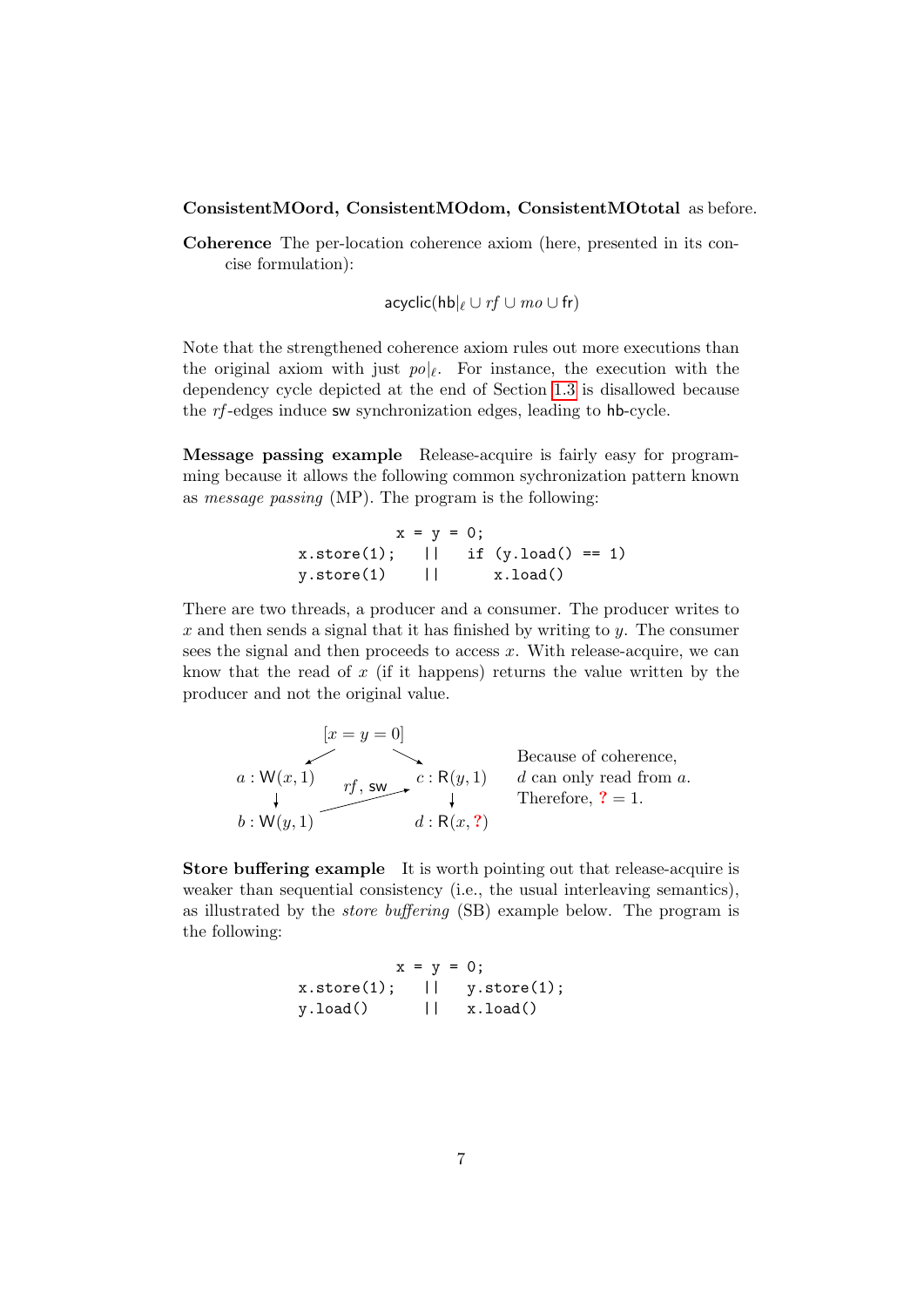**ConsistentMOord, ConsistentMOdom, ConsistentMOtotal** as before.

**Coherence** The per-location coherence axiom (here, presented in its concise formulation):

$$\mathsf{acyclic}(\mathsf{hb}|_\ell \cup rf \cup mo \cup \mathsf{fr})$$

Note that the strengthened coherence axiom rules out more executions than the original axiom with just $po|_\ell$. For instance, the execution with the dependency cycle depicted at the end of Section 1.3 is disallowed because the $rf$-edges induce $\mathsf{sw}$ synchronization edges, leading to $\mathsf{hb}$-cycle.

**Message passing example** Release-acquire is fairly easy for programming because it allows the following common sychronization pattern known as *message passing* (MP). The program is the following:

```
               x = y = 0;
x.store(1);    ||   if (y.load() == 1)
y.store(1)     ||      x.load()
```

There are two threads, a producer and a consumer. The producer writes to $x$ and then sends a signal that it has finished by writing to $y$. The consumer sees the signal and then proceeds to access $x$. With release-acquire, we can know that the read of $x$ (if it happens) returns the value written by the producer and not the original value.

$[x = y = 0]$ → $a : \mathsf{W}(x, 1)$ → $b : \mathsf{W}(y, 1)$; $[x = y = 0]$ → $c : \mathsf{R}(y, 1)$ → $d : \mathsf{R}(x, ?)$; $b \xrightarrow{rf,\ \mathsf{sw}} c$

Because of coherence, $d$ can only read from $a$. Therefore, $? = 1$.

**Store buffering example** It is worth pointing out that release-acquire is weaker than sequential consistency (i.e., the usual interleaving semantics), as illustrated by the *store buffering* (SB) example below. The program is the following:

```
               x = y = 0;
x.store(1);    ||   y.store(1);
y.load()       ||   x.load()
```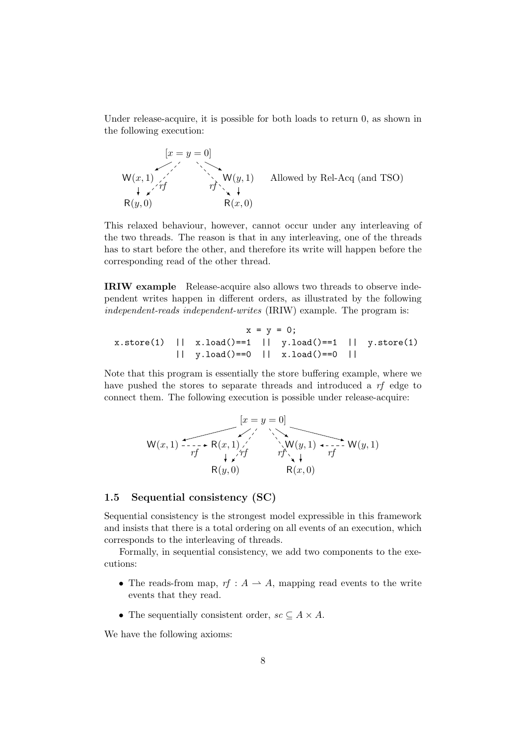Under release-acquire, it is possible for both loads to return 0, as shown in the following execution:

$$
\begin{array}{ccc}
 & [x = y = 0] & \\
\mathsf{W}(x,1) & & \mathsf{W}(y,1) \\
\downarrow & & \downarrow \\
\mathsf{R}(y,0) & & \mathsf{R}(x,0)
\end{array}
\qquad \text{Allowed by Rel-Acq (and TSO)}
$$

This relaxed behaviour, however, cannot occur under any interleaving of the two threads. The reason is that in any interleaving, one of the threads has to start before the other, and therefore its write will happen before the corresponding read of the other thread.

**IRIW example** Release-acquire also allows two threads to observe independent writes happen in different orders, as illustrated by the following *independent-reads independent-writes* (IRIW) example. The program is:

```
                        x = y = 0;
x.store(1)  ||  x.load()==1  ||  y.load()==1  ||  y.store(1)
            ||  y.load()==0  ||  x.load()==0  ||
```

Note that this program is essentially the store buffering example, where we have pushed the stores to separate threads and introduced a *rf* edge to connect them. The following execution is possible under release-acquire:

$$
\begin{array}{cccccc}
 & & [x = y = 0] & & \\
\mathsf{W}(x,1) & \xrightarrow{rf} \mathsf{R}(x,1) & & \mathsf{W}(y,1) \xleftarrow{rf} & \mathsf{W}(y,1) \\
 & \downarrow & & \downarrow & \\
 & \mathsf{R}(y,0) & & \mathsf{R}(x,0) &
\end{array}
$$

## 1.5 Sequential consistency (SC)

Sequential consistency is the strongest model expressible in this framework and insists that there is a total ordering on all events of an execution, which corresponds to the interleaving of threads.

Formally, in sequential consistency, we add two components to the executions:

- The reads-from map, $rf : A \rightharpoonup A$, mapping read events to the write events that they read.
- The sequentially consistent order, $sc \subseteq A \times A$.

We have the following axioms: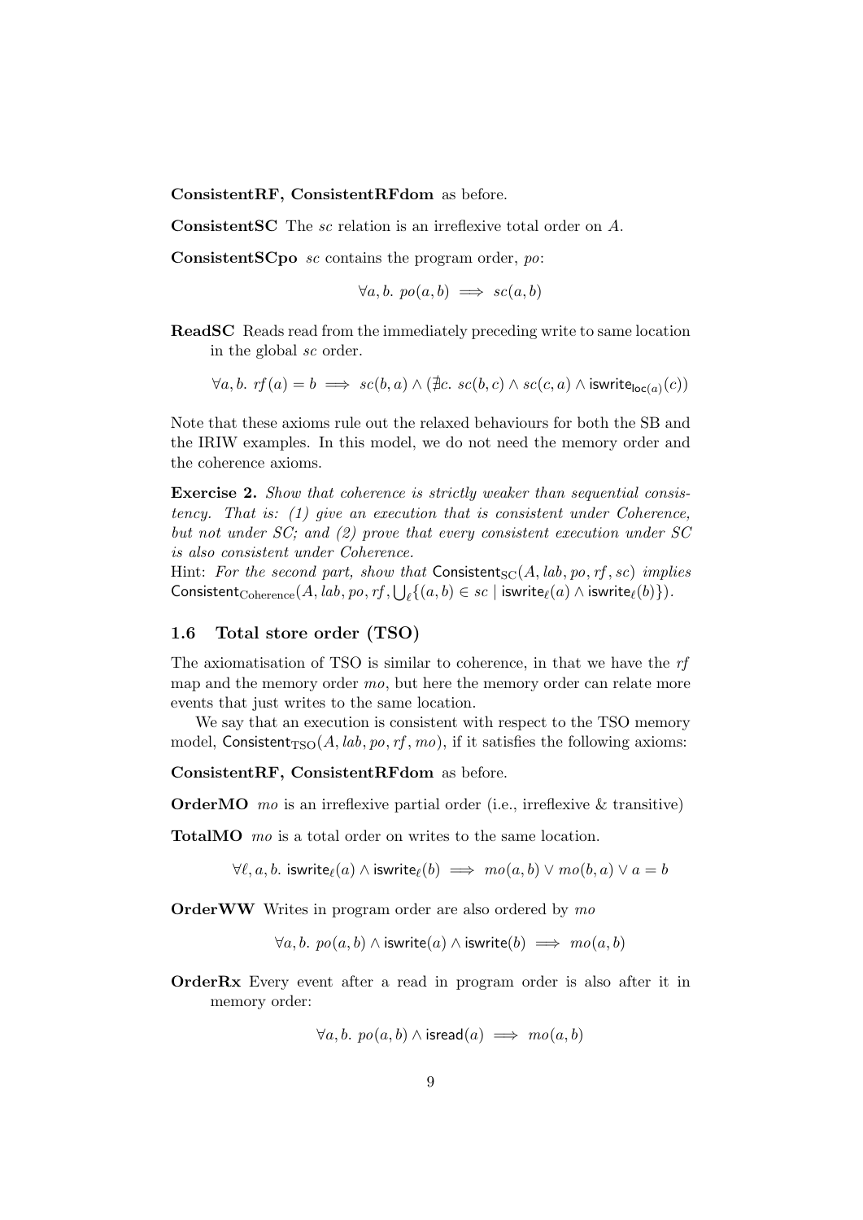**ConsistentRF, ConsistentRFdom** as before.

**ConsistentSC** The $sc$ relation is an irreflexive total order on $A$.

**ConsistentSCpo** $sc$ contains the program order, $po$:

$$\forall a, b.\ po(a, b) \implies sc(a, b)$$

**ReadSC** Reads read from the immediately preceding write to same location in the global $sc$ order.

$$\forall a, b.\ rf(a) = b \implies sc(b, a) \wedge (\nexists c.\ sc(b, c) \wedge sc(c, a) \wedge \mathsf{iswrite}_{\mathsf{loc}(a)}(c))$$

Note that these axioms rule out the relaxed behaviours for both the SB and the IRIW examples. In this model, we do not need the memory order and the coherence axioms.

**Exercise 2.** *Show that coherence is strictly weaker than sequential consistency. That is: (1) give an execution that is consistent under Coherence, but not under SC; and (2) prove that every consistent execution under SC is also consistent under Coherence.*

Hint: *For the second part, show that* $\mathsf{Consistent}_{\mathrm{SC}}(A, lab, po, rf, sc)$ *implies* $\mathsf{Consistent}_{\mathrm{Coherence}}(A, lab, po, rf, \bigcup_\ell \{(a, b) \in sc \mid \mathsf{iswrite}_\ell(a) \wedge \mathsf{iswrite}_\ell(b)\})$.

### 1.6 Total store order (TSO)

The axiomatisation of TSO is similar to coherence, in that we have the $rf$ map and the memory order $mo$, but here the memory order can relate more events that just writes to the same location.

We say that an execution is consistent with respect to the TSO memory model, $\mathsf{Consistent}_{\mathrm{TSO}}(A, lab, po, rf, mo)$, if it satisfies the following axioms:

**ConsistentRF, ConsistentRFdom** as before.

**OrderMO** $mo$ is an irreflexive partial order (i.e., irreflexive & transitive)

**TotalMO** $mo$ is a total order on writes to the same location.

$$\forall \ell, a, b.\ \mathsf{iswrite}_\ell(a) \wedge \mathsf{iswrite}_\ell(b) \implies mo(a, b) \vee mo(b, a) \vee a = b$$

**OrderWW** Writes in program order are also ordered by $mo$

$$\forall a, b.\ po(a, b) \wedge \mathsf{iswrite}(a) \wedge \mathsf{iswrite}(b) \implies mo(a, b)$$

**OrderRx** Every event after a read in program order is also after it in memory order:

$$\forall a, b.\ po(a, b) \wedge \mathsf{isread}(a) \implies mo(a, b)$$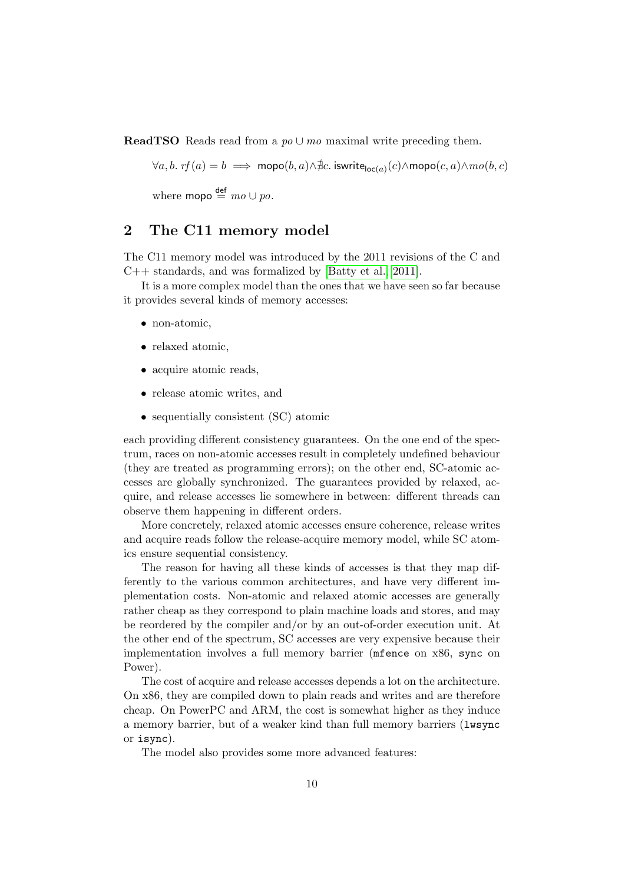**ReadTSO** Reads read from a $po \cup mo$ maximal write preceding them.

$$\forall a, b.\ rf(a) = b \implies \mathsf{mopo}(b, a) \wedge \nexists c.\ \mathsf{iswrite}_{\mathsf{loc}(a)}(c) \wedge \mathsf{mopo}(c, a) \wedge mo(b, c)$$

where $\mathsf{mopo} \stackrel{\mathsf{def}}{=} mo \cup po$.

## 2 The C11 memory model

The C11 memory model was introduced by the 2011 revisions of the C and C++ standards, and was formalized by [Batty et al., 2011].

It is a more complex model than the ones that we have seen so far because it provides several kinds of memory accesses:

- non-atomic,
- relaxed atomic,
- acquire atomic reads,
- release atomic writes, and
- sequentially consistent (SC) atomic

each providing different consistency guarantees. On the one end of the spectrum, races on non-atomic accesses result in completely undefined behaviour (they are treated as programming errors); on the other end, SC-atomic accesses are globally synchronized. The guarantees provided by relaxed, acquire, and release accesses lie somewhere in between: different threads can observe them happening in different orders.

More concretely, relaxed atomic accesses ensure coherence, release writes and acquire reads follow the release-acquire memory model, while SC atomics ensure sequential consistency.

The reason for having all these kinds of accesses is that they map differently to the various common architectures, and have very different implementation costs. Non-atomic and relaxed atomic accesses are generally rather cheap as they correspond to plain machine loads and stores, and may be reordered by the compiler and/or by an out-of-order execution unit. At the other end of the spectrum, SC accesses are very expensive because their implementation involves a full memory barrier (`mfence` on x86, `sync` on Power).

The cost of acquire and release accesses depends a lot on the architecture. On x86, they are compiled down to plain reads and writes and are therefore cheap. On PowerPC and ARM, the cost is somewhat higher as they induce a memory barrier, but of a weaker kind than full memory barriers (`lwsync` or `isync`).

The model also provides some more advanced features: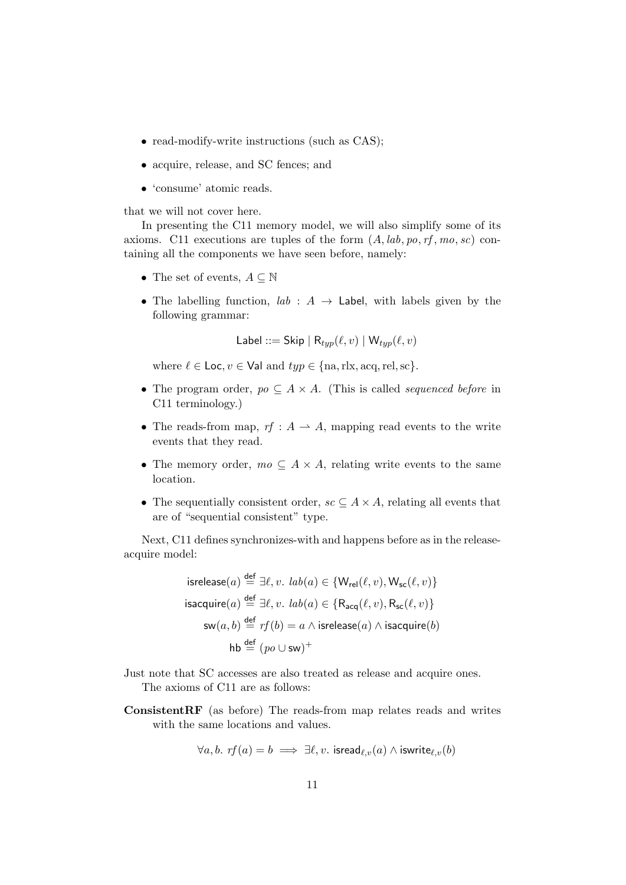- read-modify-write instructions (such as CAS);
- acquire, release, and SC fences; and
- 'consume' atomic reads.

that we will not cover here.

In presenting the C11 memory model, we will also simplify some of its axioms. C11 executions are tuples of the form $(A, lab, po, rf, mo, sc)$ containing all the components we have seen before, namely:

- The set of events, $A \subseteq \mathbb{N}$
- The labelling function, $lab : A \rightarrow \mathsf{Label}$, with labels given by the following grammar:

$$\mathsf{Label} ::= \mathsf{Skip} \mid \mathsf{R}_{typ}(\ell, v) \mid \mathsf{W}_{typ}(\ell, v)$$

  where $\ell \in \mathsf{Loc}, v \in \mathsf{Val}$ and $typ \in \{\text{na}, \text{rlx}, \text{acq}, \text{rel}, \text{sc}\}$.

- The program order, $po \subseteq A \times A$. (This is called *sequenced before* in C11 terminology.)
- The reads-from map, $rf : A \rightharpoonup A$, mapping read events to the write events that they read.
- The memory order, $mo \subseteq A \times A$, relating write events to the same location.
- The sequentially consistent order, $sc \subseteq A \times A$, relating all events that are of "sequential consistent" type.

Next, C11 defines synchronizes-with and happens before as in the release-acquire model:

$$\begin{aligned}
\mathsf{isrelease}(a) &\stackrel{\mathsf{def}}{=} \exists \ell, v.\ lab(a) \in \{\mathsf{W}_{\mathsf{rel}}(\ell, v), \mathsf{W}_{\mathsf{sc}}(\ell, v)\} \\
\mathsf{isacquire}(a) &\stackrel{\mathsf{def}}{=} \exists \ell, v.\ lab(a) \in \{\mathsf{R}_{\mathsf{acq}}(\ell, v), \mathsf{R}_{\mathsf{sc}}(\ell, v)\} \\
\mathsf{sw}(a, b) &\stackrel{\mathsf{def}}{=} rf(b) = a \wedge \mathsf{isrelease}(a) \wedge \mathsf{isacquire}(b) \\
\mathsf{hb} &\stackrel{\mathsf{def}}{=} (po \cup \mathsf{sw})^{+}
\end{aligned}$$

Just note that SC accesses are also treated as release and acquire ones.

The axioms of C11 are as follows:

**ConsistentRF** (as before) The reads-from map relates reads and writes with the same locations and values.

$$\forall a, b.\ rf(a) = b \implies \exists \ell, v.\ \mathsf{isread}_{\ell,v}(a) \wedge \mathsf{iswrite}_{\ell,v}(b)$$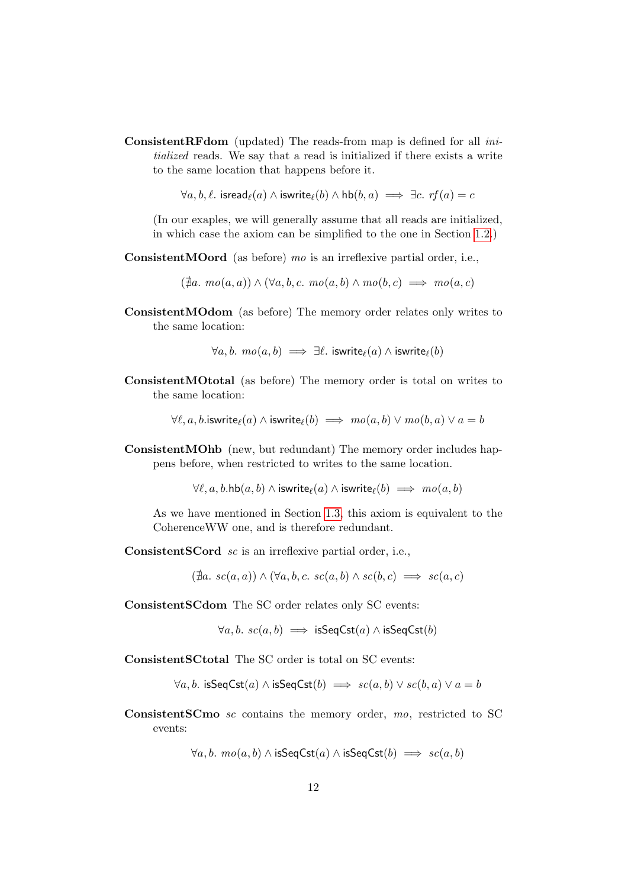**ConsistentRFdom** (updated) The reads-from map is defined for all *initialized* reads. We say that a read is initialized if there exists a write to the same location that happens before it.

$$\forall a, b, \ell.\ \mathsf{isread}_\ell(a) \wedge \mathsf{iswrite}_\ell(b) \wedge \mathsf{hb}(b, a) \implies \exists c.\ rf(a) = c$$

(In our exaples, we will generally assume that all reads are initialized, in which case the axiom can be simplified to the one in Section 1.2.)

**ConsistentMOord** (as before) $mo$ is an irreflexive partial order, i.e.,

$$(\nexists a.\ mo(a, a)) \wedge (\forall a, b, c.\ mo(a, b) \wedge mo(b, c) \implies mo(a, c)$$

**ConsistentMOdom** (as before) The memory order relates only writes to the same location:

$$\forall a, b.\ mo(a, b) \implies \exists \ell.\ \mathsf{iswrite}_\ell(a) \wedge \mathsf{iswrite}_\ell(b)$$

**ConsistentMOtotal** (as before) The memory order is total on writes to the same location:

$$\forall \ell, a, b. \mathsf{iswrite}_\ell(a) \wedge \mathsf{iswrite}_\ell(b) \implies mo(a, b) \vee mo(b, a) \vee a = b$$

**ConsistentMOhb** (new, but redundant) The memory order includes happens before, when restricted to writes to the same location.

$$\forall \ell, a, b. \mathsf{hb}(a, b) \wedge \mathsf{iswrite}_\ell(a) \wedge \mathsf{iswrite}_\ell(b) \implies mo(a, b)$$

As we have mentioned in Section 1.3, this axiom is equivalent to the CoherenceWW one, and is therefore redundant.

**ConsistentSCord** $sc$ is an irreflexive partial order, i.e.,

$$(\nexists a.\ sc(a, a)) \wedge (\forall a, b, c.\ sc(a, b) \wedge sc(b, c) \implies sc(a, c)$$

**ConsistentSCdom** The SC order relates only SC events:

$$\forall a, b.\ sc(a, b) \implies \mathsf{isSeqCst}(a) \wedge \mathsf{isSeqCst}(b)$$

**ConsistentSCtotal** The SC order is total on SC events:

$$\forall a, b.\ \mathsf{isSeqCst}(a) \wedge \mathsf{isSeqCst}(b) \implies sc(a, b) \vee sc(b, a) \vee a = b$$

**ConsistentSCmo** $sc$ contains the memory order, $mo$, restricted to SC events:

$$\forall a, b.\ mo(a, b) \wedge \mathsf{isSeqCst}(a) \wedge \mathsf{isSeqCst}(b) \implies sc(a, b)$$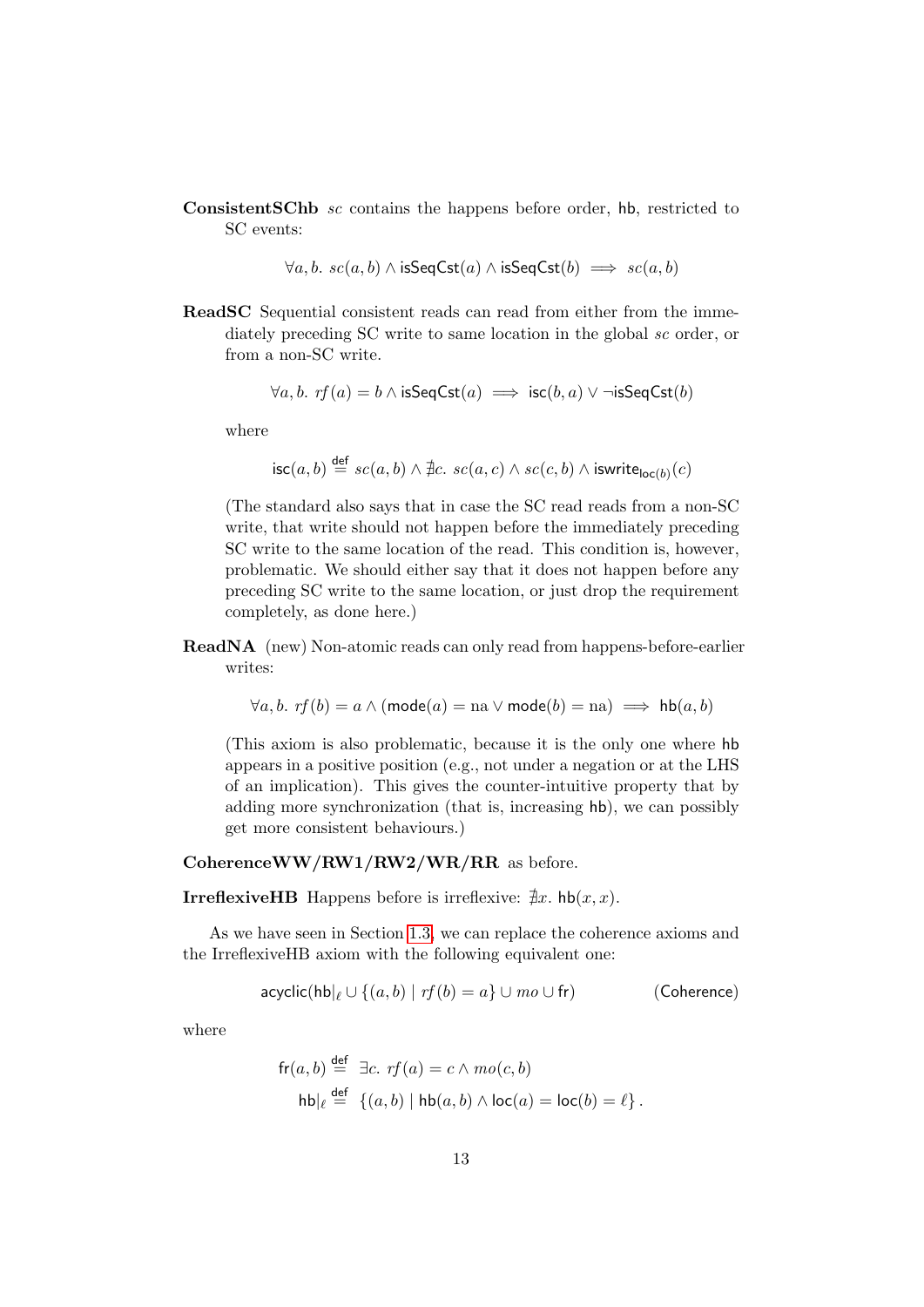**ConsistentSChb** $sc$ contains the happens before order, $\mathsf{hb}$, restricted to SC events:

$$\forall a, b.\ sc(a,b) \wedge \mathsf{isSeqCst}(a) \wedge \mathsf{isSeqCst}(b) \implies sc(a,b)$$

**ReadSC** Sequential consistent reads can read from either from the immediately preceding SC write to same location in the global $sc$ order, or from a non-SC write.

$$\forall a, b.\ rf(a) = b \wedge \mathsf{isSeqCst}(a) \implies \mathsf{isc}(b,a) \vee \neg\mathsf{isSeqCst}(b)$$

where

$$\mathsf{isc}(a,b) \stackrel{\mathsf{def}}{=} sc(a,b) \wedge \nexists c.\ sc(a,c) \wedge sc(c,b) \wedge \mathsf{iswrite}_{\mathsf{loc}(b)}(c)$$

(The standard also says that in case the SC read reads from a non-SC write, that write should not happen before the immediately preceding SC write to the same location of the read. This condition is, however, problematic. We should either say that it does not happen before any preceding SC write to the same location, or just drop the requirement completely, as done here.)

**ReadNA** (new) Non-atomic reads can only read from happens-before-earlier writes:

$$\forall a, b.\ rf(b) = a \wedge (\mathsf{mode}(a) = \mathrm{na} \vee \mathsf{mode}(b) = \mathrm{na}) \implies \mathsf{hb}(a,b)$$

(This axiom is also problematic, because it is the only one where $\mathsf{hb}$ appears in a positive position (e.g., not under a negation or at the LHS of an implication). This gives the counter-intuitive property that by adding more synchronization (that is, increasing $\mathsf{hb}$), we can possibly get more consistent behaviours.)

**CoherenceWW/RW1/RW2/WR/RR** as before.

**IrreflexiveHB** Happens before is irreflexive: $\nexists x.\ \mathsf{hb}(x,x)$.

As we have seen in Section 1.3, we can replace the coherence axioms and the IrreflexiveHB axiom with the following equivalent one:

$$\mathsf{acyclic}(\mathsf{hb}|_\ell \cup \{(a,b) \mid rf(b) = a\} \cup mo \cup \mathsf{fr}) \qquad \text{(Coherence)}$$

where

$$\mathsf{fr}(a,b) \stackrel{\mathsf{def}}{=} \exists c.\ rf(a) = c \wedge mo(c,b)$$
$$\mathsf{hb}|_\ell \stackrel{\mathsf{def}}{=} \{(a,b) \mid \mathsf{hb}(a,b) \wedge \mathsf{loc}(a) = \mathsf{loc}(b) = \ell\}.$$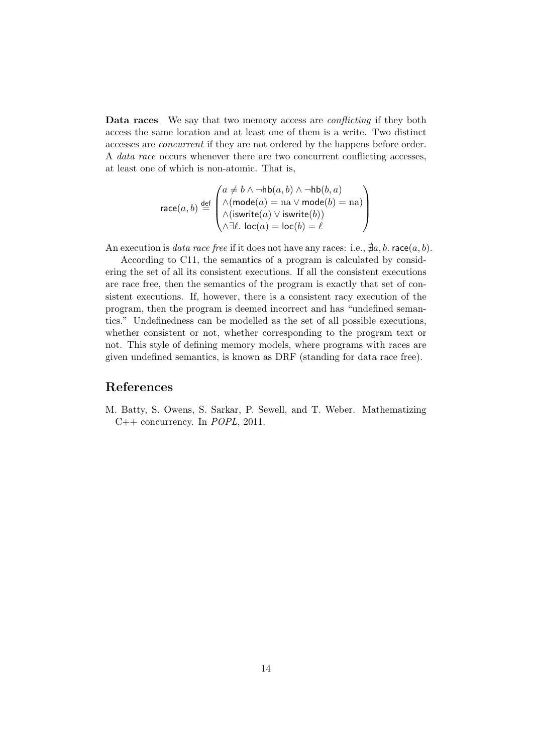**Data races** We say that two memory access are *conflicting* if they both access the same location and at least one of them is a write. Two distinct accesses are *concurrent* if they are not ordered by the happens before order. A *data race* occurs whenever there are two concurrent conflicting accesses, at least one of which is non-atomic. That is,

$$\mathsf{race}(a, b) \stackrel{\mathsf{def}}{=} \begin{pmatrix} a \neq b \wedge \neg \mathsf{hb}(a, b) \wedge \neg \mathsf{hb}(b, a) \\ \wedge (\mathsf{mode}(a) = \mathrm{na} \vee \mathsf{mode}(b) = \mathrm{na}) \\ \wedge (\mathsf{iswrite}(a) \vee \mathsf{iswrite}(b)) \\ \wedge \exists \ell.\ \mathsf{loc}(a) = \mathsf{loc}(b) = \ell \end{pmatrix}$$

An execution is *data race free* if it does not have any races: i.e., $\nexists a, b.\ \mathsf{race}(a, b)$.

According to C11, the semantics of a program is calculated by considering the set of all its consistent executions. If all the consistent executions are race free, then the semantics of the program is exactly that set of consistent executions. If, however, there is a consistent racy execution of the program, then the program is deemed incorrect and has "undefined semantics." Undefinedness can be modelled as the set of all possible executions, whether consistent or not, whether corresponding to the program text or not. This style of defining memory models, where programs with races are given undefined semantics, is known as DRF (standing for data race free).

## References

M. Batty, S. Owens, S. Sarkar, P. Sewell, and T. Weber. Mathematizing C++ concurrency. In *POPL*, 2011.